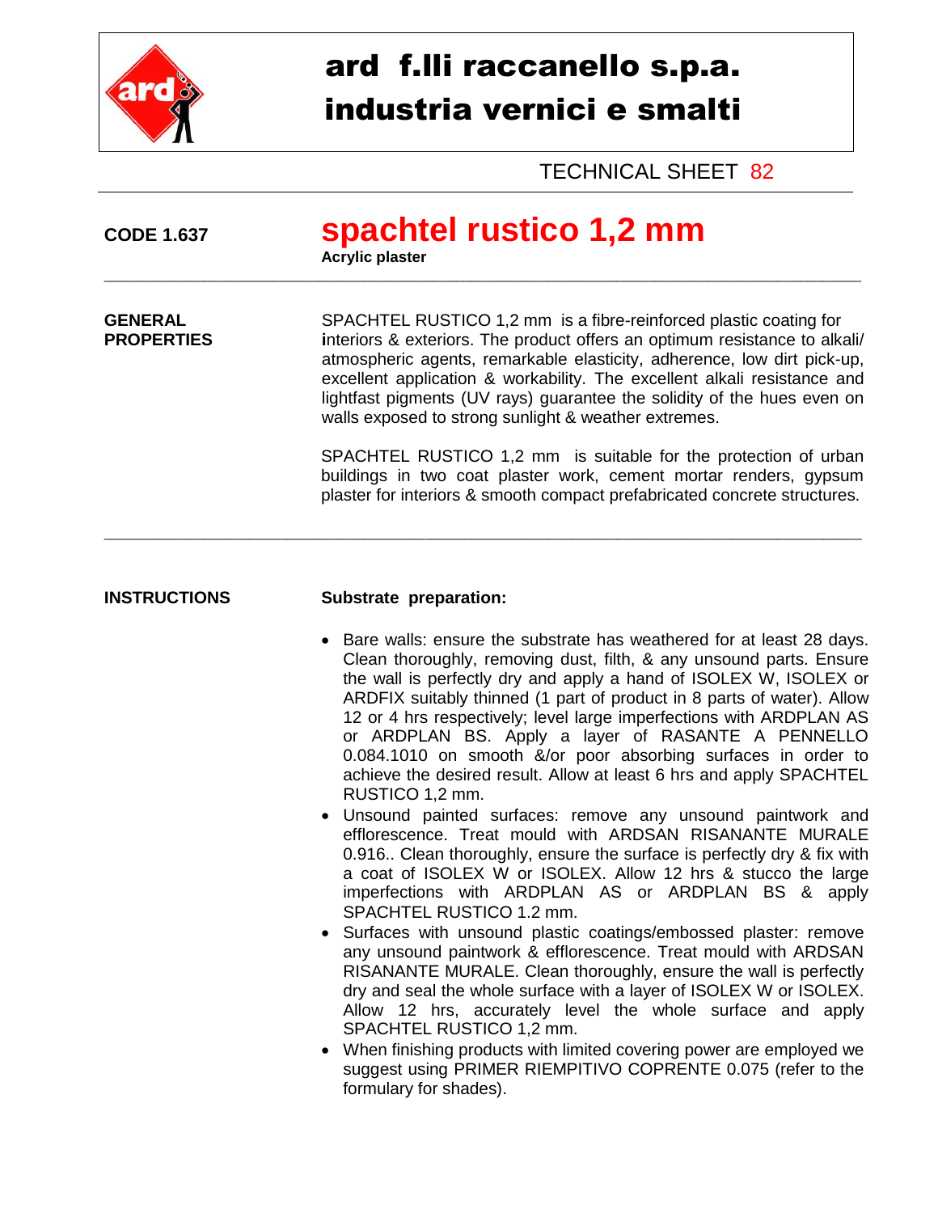# ard f.lli raccanello s.p.a.
# industria vernici e smalti

TECHNICAL SHEET 82

**CODE 1.637**

# spachtel rustico 1,2 mm

**Acrylic plaster**

---

**GENERAL PROPERTIES**

SPACHTEL RUSTICO 1,2 mm is a fibre-reinforced plastic coating for interiors & exteriors. The product offers an optimum resistance to alkali/ atmospheric agents, remarkable elasticity, adherence, low dirt pick-up, excellent application & workability. The excellent alkali resistance and lightfast pigments (UV rays) guarantee the solidity of the hues even on walls exposed to strong sunlight & weather extremes.

SPACHTEL RUSTICO 1,2 mm is suitable for the protection of urban buildings in two coat plaster work, cement mortar renders, gypsum plaster for interiors & smooth compact prefabricated concrete structures.

---

**INSTRUCTIONS**

**Substrate preparation:**

- Bare walls: ensure the substrate has weathered for at least 28 days. Clean thoroughly, removing dust, filth, & any unsound parts. Ensure the wall is perfectly dry and apply a hand of ISOLEX W, ISOLEX or ARDFIX suitably thinned (1 part of product in 8 parts of water). Allow 12 or 4 hrs respectively; level large imperfections with ARDPLAN AS or ARDPLAN BS. Apply a layer of RASANTE A PENNELLO 0.084.1010 on smooth &/or poor absorbing surfaces in order to achieve the desired result. Allow at least 6 hrs and apply SPACHTEL RUSTICO 1,2 mm.
- Unsound painted surfaces: remove any unsound paintwork and efflorescence. Treat mould with ARDSAN RISANANTE MURALE 0.916.. Clean thoroughly, ensure the surface is perfectly dry & fix with a coat of ISOLEX W or ISOLEX. Allow 12 hrs & stucco the large imperfections with ARDPLAN AS or ARDPLAN BS & apply SPACHTEL RUSTICO 1.2 mm.
- Surfaces with unsound plastic coatings/embossed plaster: remove any unsound paintwork & efflorescence. Treat mould with ARDSAN RISANANTE MURALE. Clean thoroughly, ensure the wall is perfectly dry and seal the whole surface with a layer of ISOLEX W or ISOLEX. Allow 12 hrs, accurately level the whole surface and apply SPACHTEL RUSTICO 1,2 mm.
- When finishing products with limited covering power are employed we suggest using PRIMER RIEMPITIVO COPRENTE 0.075 (refer to the formulary for shades).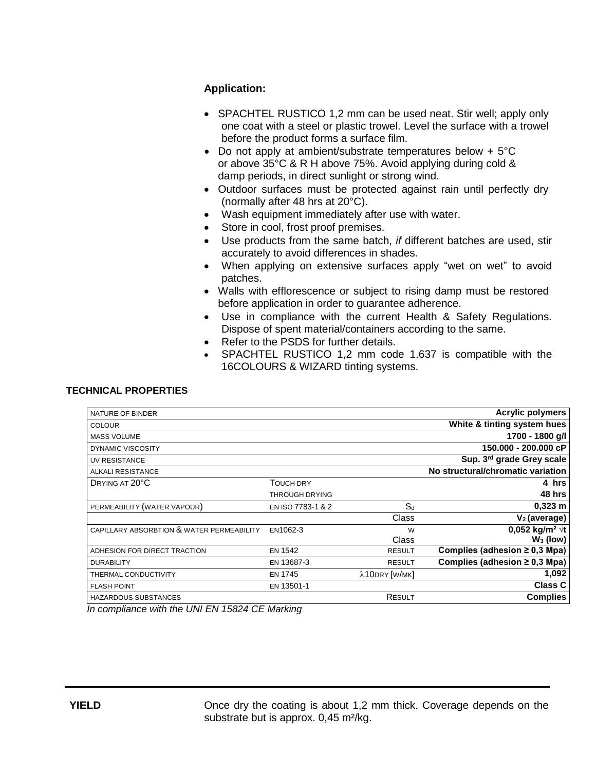**Application:**

- SPACHTEL RUSTICO 1,2 mm can be used neat. Stir well; apply only one coat with a steel or plastic trowel. Level the surface with a trowel before the product forms a surface film.
- Do not apply at ambient/substrate temperatures below + 5°C or above 35°C & R H above 75%. Avoid applying during cold & damp periods, in direct sunlight or strong wind.
- Outdoor surfaces must be protected against rain until perfectly dry (normally after 48 hrs at 20°C).
- Wash equipment immediately after use with water.
- Store in cool, frost proof premises.
- Use products from the same batch, *if* different batches are used, stir accurately to avoid differences in shades.
- When applying on extensive surfaces apply "wet on wet" to avoid patches.
- Walls with efflorescence or subject to rising damp must be restored before application in order to guarantee adherence.
- Use in compliance with the current Health & Safety Regulations. Dispose of spent material/containers according to the same.
- Refer to the PSDS for further details.
- SPACHTEL RUSTICO 1,2 mm code 1.637 is compatible with the 16COLOURS & WIZARD tinting systems.

**TECHNICAL PROPERTIES**

| | | | |
|---|---|---|---|
| NATURE OF BINDER | | | **Acrylic polymers** |
| COLOUR | | | **White & tinting system hues** |
| MASS VOLUME | | | **1700 - 1800 g/l** |
| DYNAMIC VISCOSITY | | | **150.000 - 200.000 cP** |
| UV RESISTANCE | | | **Sup. 3rd grade Grey scale** |
| ALKALI RESISTANCE | | | **No structural/chromatic variation** |
| DRYING AT 20°C | TOUCH DRY | | **4 hrs** |
| | THROUGH DRYING | | **48 hrs** |
| PERMEABILITY (WATER VAPOUR) | EN ISO 7783-1 & 2 | $S_d$ | **0,323 m** |
| | | Class | **$V_2$ (average)** |
| CAPILLARY ABSORBTION & WATER PERMEABILITY | EN1062-3 | W<br>Class | **0,052 kg/m² √t**<br>**$W_3$ (low)** |
| ADHESION FOR DIRECT TRACTION | EN 1542 | RESULT | **Complies (adhesion ≥ 0,3 Mpa)** |
| DURABILITY | EN 13687-3 | RESULT | **Complies (adhesion ≥ 0,3 Mpa)** |
| THERMAL CONDUCTIVITY | EN 1745 | $\lambda_{10DRY}$ [W/MK] | **1,092** |
| FLASH POINT | EN 13501-1 | | **Class C** |
| HAZARDOUS SUBSTANCES | | RESULT | **Complies** |

*In compliance with the UNI EN 15824 CE Marking*

**YIELD** Once dry the coating is about 1,2 mm thick. Coverage depends on the substrate but is approx. 0,45 m²/kg.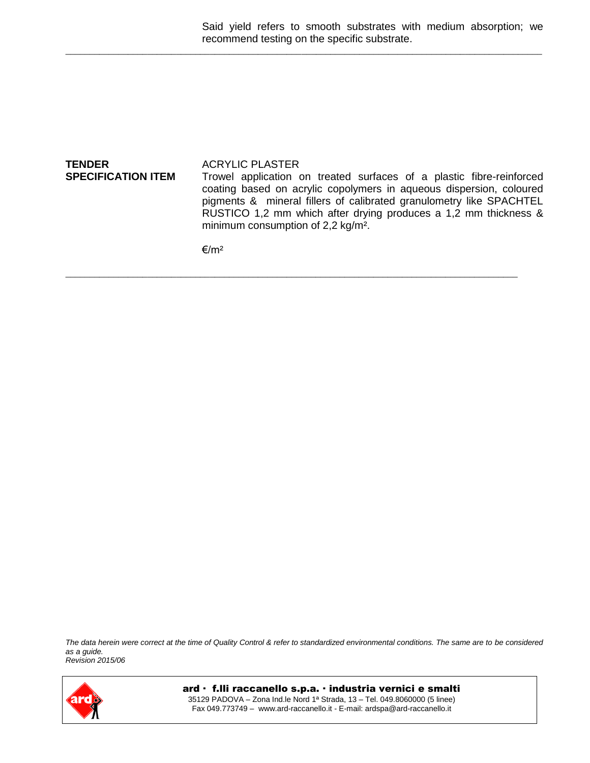Said yield refers to smooth substrates with medium absorption; we recommend testing on the specific substrate.

---

**TENDER SPECIFICATION ITEM**

ACRYLIC PLASTER

Trowel application on treated surfaces of a plastic fibre-reinforced coating based on acrylic copolymers in aqueous dispersion, coloured pigments & mineral fillers of calibrated granulometry like SPACHTEL RUSTICO 1,2 mm which after drying produces a 1,2 mm thickness & minimum consumption of 2,2 kg/m².

€/m²

---

*The data herein were correct at the time of Quality Control & refer to standardized environmental conditions. The same are to be considered as a guide.*
*Revision 2015/06*

**ard · f.lli raccanello s.p.a. · industria vernici e smalti**
35129 PADOVA – Zona Ind.le Nord 1ª Strada, 13 – Tel. 049.8060000 (5 linee)
Fax 049.773749 – www.ard-raccanello.it - E-mail: ardspa@ard-raccanello.it